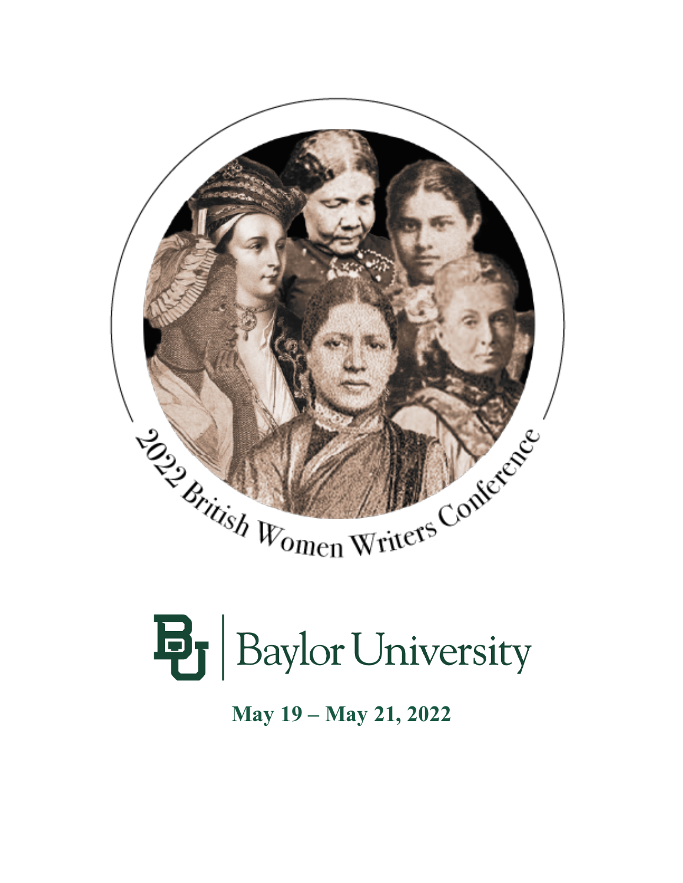2022 British Women Writers Conference

Baylor University

**May 19 – May 21, 2022**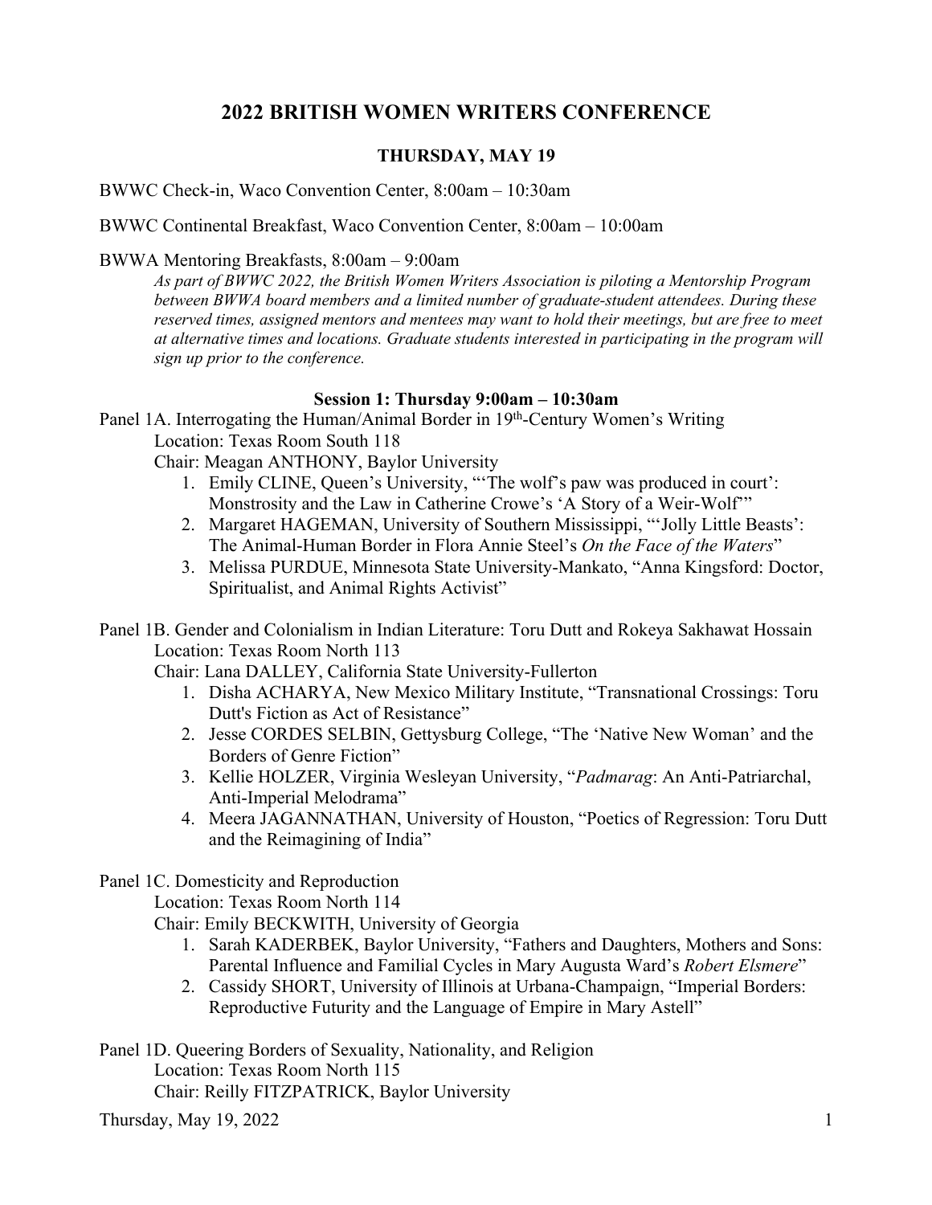# 2022 BRITISH WOMEN WRITERS CONFERENCE

## THURSDAY, MAY 19

BWWC Check-in, Waco Convention Center, 8:00am – 10:30am

BWWC Continental Breakfast, Waco Convention Center, 8:00am – 10:00am

BWWA Mentoring Breakfasts, 8:00am – 9:00am

*As part of BWWC 2022, the British Women Writers Association is piloting a Mentorship Program between BWWA board members and a limited number of graduate-student attendees. During these reserved times, assigned mentors and mentees may want to hold their meetings, but are free to meet at alternative times and locations. Graduate students interested in participating in the program will sign up prior to the conference.*

### Session 1: Thursday 9:00am – 10:30am

Panel 1A. Interrogating the Human/Animal Border in 19th-Century Women's Writing
Location: Texas Room South 118
Chair: Meagan ANTHONY, Baylor University

1. Emily CLINE, Queen's University, "'The wolf's paw was produced in court': Monstrosity and the Law in Catherine Crowe's 'A Story of a Weir-Wolf'"
2. Margaret HAGEMAN, University of Southern Mississippi, "'Jolly Little Beasts': The Animal-Human Border in Flora Annie Steel's *On the Face of the Waters*"
3. Melissa PURDUE, Minnesota State University-Mankato, "Anna Kingsford: Doctor, Spiritualist, and Animal Rights Activist"

Panel 1B. Gender and Colonialism in Indian Literature: Toru Dutt and Rokeya Sakhawat Hossain
Location: Texas Room North 113
Chair: Lana DALLEY, California State University-Fullerton

1. Disha ACHARYA, New Mexico Military Institute, "Transnational Crossings: Toru Dutt's Fiction as Act of Resistance"
2. Jesse CORDES SELBIN, Gettysburg College, "The 'Native New Woman' and the Borders of Genre Fiction"
3. Kellie HOLZER, Virginia Wesleyan University, "*Padmarag*: An Anti-Patriarchal, Anti-Imperial Melodrama"
4. Meera JAGANNATHAN, University of Houston, "Poetics of Regression: Toru Dutt and the Reimagining of India"

Panel 1C. Domesticity and Reproduction
Location: Texas Room North 114
Chair: Emily BECKWITH, University of Georgia

1. Sarah KADERBEK, Baylor University, "Fathers and Daughters, Mothers and Sons: Parental Influence and Familial Cycles in Mary Augusta Ward's *Robert Elsmere*"
2. Cassidy SHORT, University of Illinois at Urbana-Champaign, "Imperial Borders: Reproductive Futurity and the Language of Empire in Mary Astell"

Panel 1D. Queering Borders of Sexuality, Nationality, and Religion
Location: Texas Room North 115
Chair: Reilly FITZPATRICK, Baylor University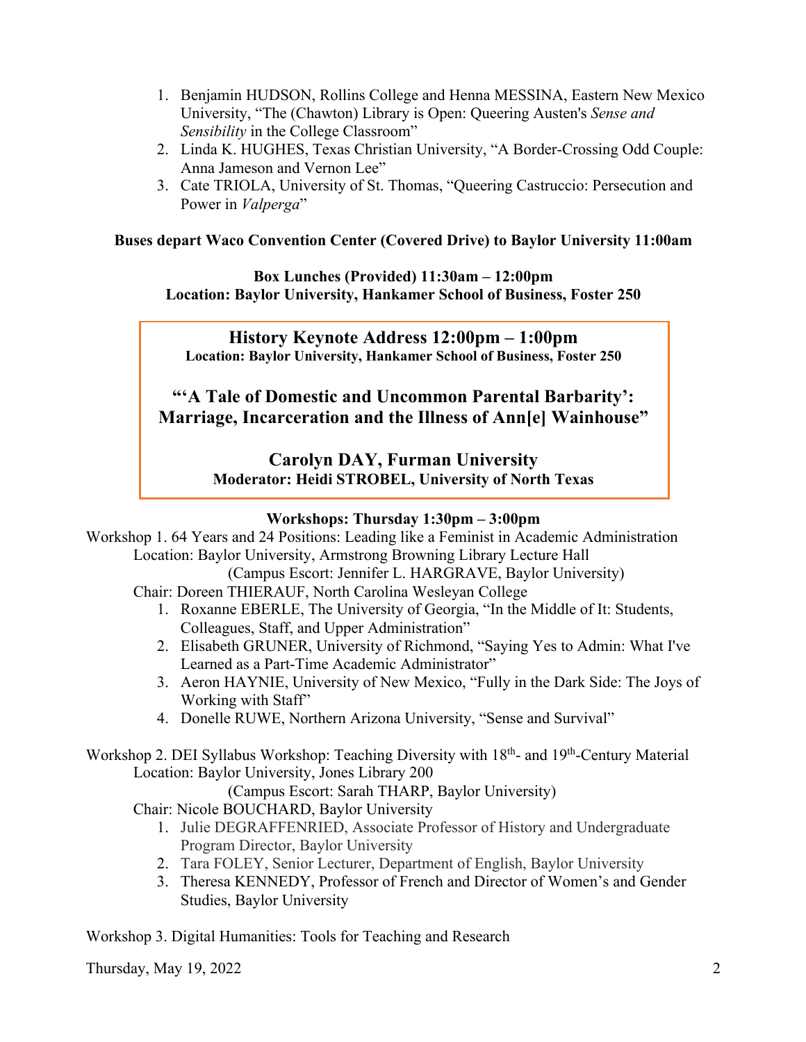1. Benjamin HUDSON, Rollins College and Henna MESSINA, Eastern New Mexico University, "The (Chawton) Library is Open: Queering Austen's *Sense and Sensibility* in the College Classroom"
2. Linda K. HUGHES, Texas Christian University, "A Border-Crossing Odd Couple: Anna Jameson and Vernon Lee"
3. Cate TRIOLA, University of St. Thomas, "Queering Castruccio: Persecution and Power in *Valperga*"

**Buses depart Waco Convention Center (Covered Drive) to Baylor University 11:00am**

**Box Lunches (Provided) 11:30am – 12:00pm**
**Location: Baylor University, Hankamer School of Business, Foster 250**

## History Keynote Address 12:00pm – 1:00pm

**Location: Baylor University, Hankamer School of Business, Foster 250**

### "'A Tale of Domestic and Uncommon Parental Barbarity': Marriage, Incarceration and the Illness of Ann[e] Wainhouse"

**Carolyn DAY, Furman University**
**Moderator: Heidi STROBEL, University of North Texas**

**Workshops: Thursday 1:30pm – 3:00pm**

Workshop 1. 64 Years and 24 Positions: Leading like a Feminist in Academic Administration
Location: Baylor University, Armstrong Browning Library Lecture Hall
(Campus Escort: Jennifer L. HARGRAVE, Baylor University)
Chair: Doreen THIERAUF, North Carolina Wesleyan College

1. Roxanne EBERLE, The University of Georgia, "In the Middle of It: Students, Colleagues, Staff, and Upper Administration"
2. Elisabeth GRUNER, University of Richmond, "Saying Yes to Admin: What I've Learned as a Part-Time Academic Administrator"
3. Aeron HAYNIE, University of New Mexico, "Fully in the Dark Side: The Joys of Working with Staff"
4. Donelle RUWE, Northern Arizona University, "Sense and Survival"

Workshop 2. DEI Syllabus Workshop: Teaching Diversity with 18th- and 19th-Century Material
Location: Baylor University, Jones Library 200
(Campus Escort: Sarah THARP, Baylor University)
Chair: Nicole BOUCHARD, Baylor University

1. Julie DEGRAFFENRIED, Associate Professor of History and Undergraduate Program Director, Baylor University
2. Tara FOLEY, Senior Lecturer, Department of English, Baylor University
3. Theresa KENNEDY, Professor of French and Director of Women's and Gender Studies, Baylor University

Workshop 3. Digital Humanities: Tools for Teaching and Research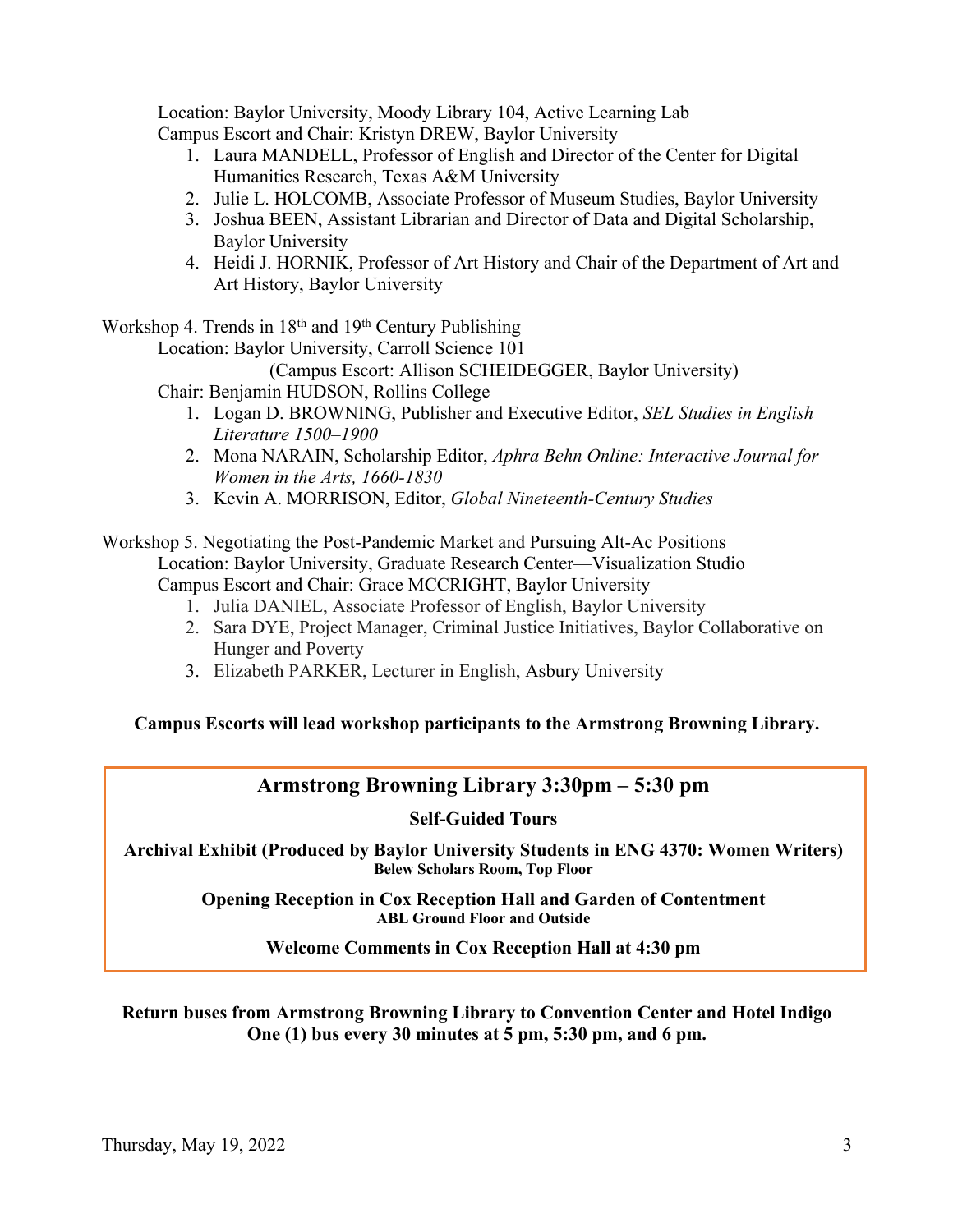Location: Baylor University, Moody Library 104, Active Learning Lab
Campus Escort and Chair: Kristyn DREW, Baylor University

1. Laura MANDELL, Professor of English and Director of the Center for Digital Humanities Research, Texas A&M University
2. Julie L. HOLCOMB, Associate Professor of Museum Studies, Baylor University
3. Joshua BEEN, Assistant Librarian and Director of Data and Digital Scholarship, Baylor University
4. Heidi J. HORNIK, Professor of Art History and Chair of the Department of Art and Art History, Baylor University

Workshop 4. Trends in 18th and 19th Century Publishing
Location: Baylor University, Carroll Science 101
(Campus Escort: Allison SCHEIDEGGER, Baylor University)
Chair: Benjamin HUDSON, Rollins College

1. Logan D. BROWNING, Publisher and Executive Editor, *SEL Studies in English Literature 1500–1900*
2. Mona NARAIN, Scholarship Editor, *Aphra Behn Online: Interactive Journal for Women in the Arts, 1660-1830*
3. Kevin A. MORRISON, Editor, *Global Nineteenth-Century Studies*

Workshop 5. Negotiating the Post-Pandemic Market and Pursuing Alt-Ac Positions
Location: Baylor University, Graduate Research Center—Visualization Studio
Campus Escort and Chair: Grace MCCRIGHT, Baylor University

1. Julia DANIEL, Associate Professor of English, Baylor University
2. Sara DYE, Project Manager, Criminal Justice Initiatives, Baylor Collaborative on Hunger and Poverty
3. Elizabeth PARKER, Lecturer in English, Asbury University

**Campus Escorts will lead workshop participants to the Armstrong Browning Library.**

## Armstrong Browning Library 3:30pm – 5:30 pm

**Self-Guided Tours**

**Archival Exhibit (Produced by Baylor University Students in ENG 4370: Women Writers)**
**Belew Scholars Room, Top Floor**

**Opening Reception in Cox Reception Hall and Garden of Contentment**
**ABL Ground Floor and Outside**

**Welcome Comments in Cox Reception Hall at 4:30 pm**

**Return buses from Armstrong Browning Library to Convention Center and Hotel Indigo**
**One (1) bus every 30 minutes at 5 pm, 5:30 pm, and 6 pm.**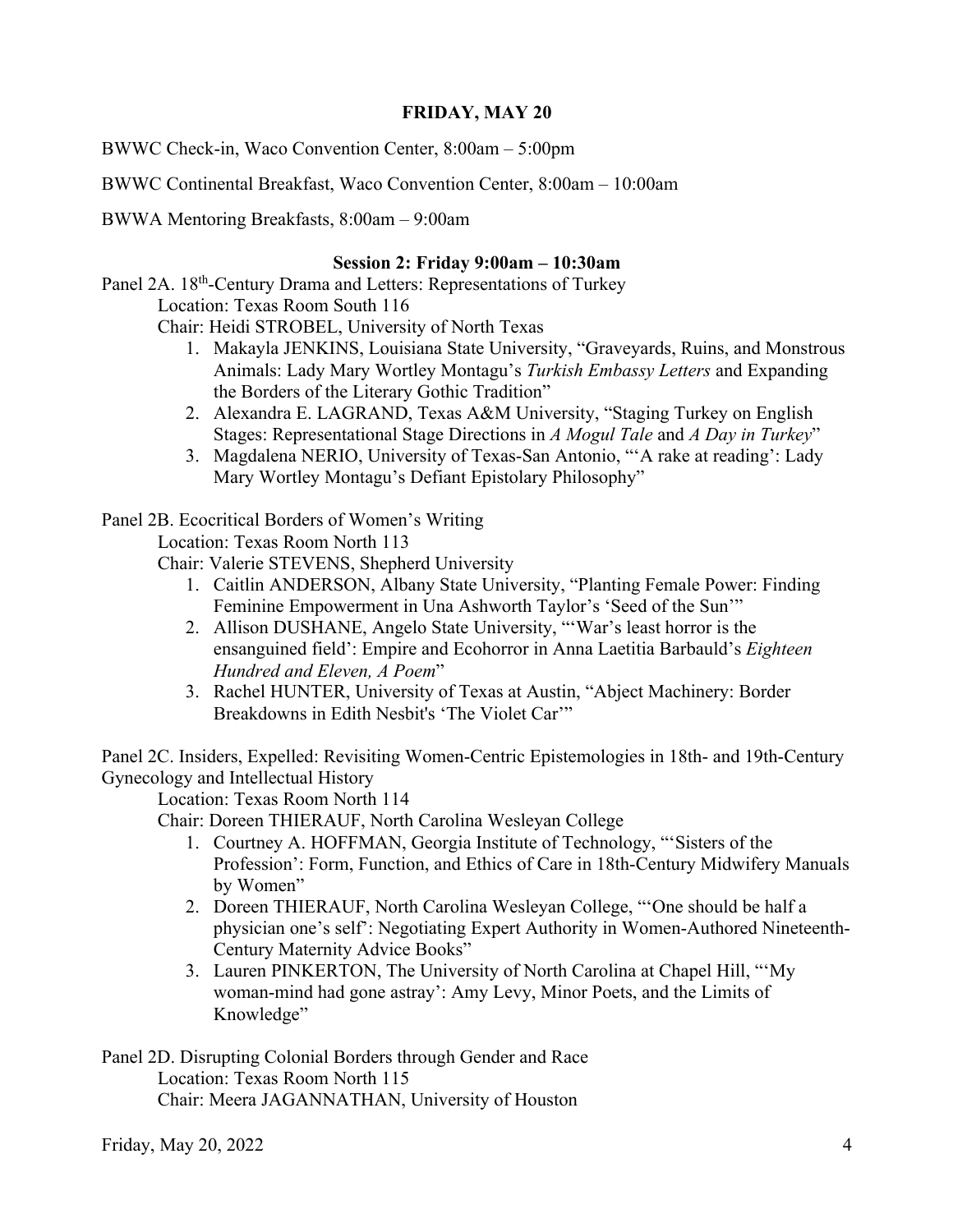**FRIDAY, MAY 20**

BWWC Check-in, Waco Convention Center, 8:00am – 5:00pm

BWWC Continental Breakfast, Waco Convention Center, 8:00am – 10:00am

BWWA Mentoring Breakfasts, 8:00am – 9:00am

**Session 2: Friday 9:00am – 10:30am**

Panel 2A. 18th-Century Drama and Letters: Representations of Turkey

Location: Texas Room South 116

Chair: Heidi STROBEL, University of North Texas

1. Makayla JENKINS, Louisiana State University, "Graveyards, Ruins, and Monstrous Animals: Lady Mary Wortley Montagu's *Turkish Embassy Letters* and Expanding the Borders of the Literary Gothic Tradition"
2. Alexandra E. LAGRAND, Texas A&M University, "Staging Turkey on English Stages: Representational Stage Directions in *A Mogul Tale* and *A Day in Turkey*"
3. Magdalena NERIO, University of Texas-San Antonio, "'A rake at reading': Lady Mary Wortley Montagu's Defiant Epistolary Philosophy"

Panel 2B. Ecocritical Borders of Women's Writing

Location: Texas Room North 113

Chair: Valerie STEVENS, Shepherd University

1. Caitlin ANDERSON, Albany State University, "Planting Female Power: Finding Feminine Empowerment in Una Ashworth Taylor's 'Seed of the Sun'"
2. Allison DUSHANE, Angelo State University, "'War's least horror is the ensanguined field': Empire and Ecohorror in Anna Laetitia Barbauld's *Eighteen Hundred and Eleven, A Poem*"
3. Rachel HUNTER, University of Texas at Austin, "Abject Machinery: Border Breakdowns in Edith Nesbit's 'The Violet Car'"

Panel 2C. Insiders, Expelled: Revisiting Women-Centric Epistemologies in 18th- and 19th-Century Gynecology and Intellectual History

Location: Texas Room North 114

Chair: Doreen THIERAUF, North Carolina Wesleyan College

1. Courtney A. HOFFMAN, Georgia Institute of Technology, "'Sisters of the Profession': Form, Function, and Ethics of Care in 18th-Century Midwifery Manuals by Women"
2. Doreen THIERAUF, North Carolina Wesleyan College, "'One should be half a physician one's self': Negotiating Expert Authority in Women-Authored Nineteenth-Century Maternity Advice Books"
3. Lauren PINKERTON, The University of North Carolina at Chapel Hill, "'My woman-mind had gone astray': Amy Levy, Minor Poets, and the Limits of Knowledge"

Panel 2D. Disrupting Colonial Borders through Gender and Race

Location: Texas Room North 115

Chair: Meera JAGANNATHAN, University of Houston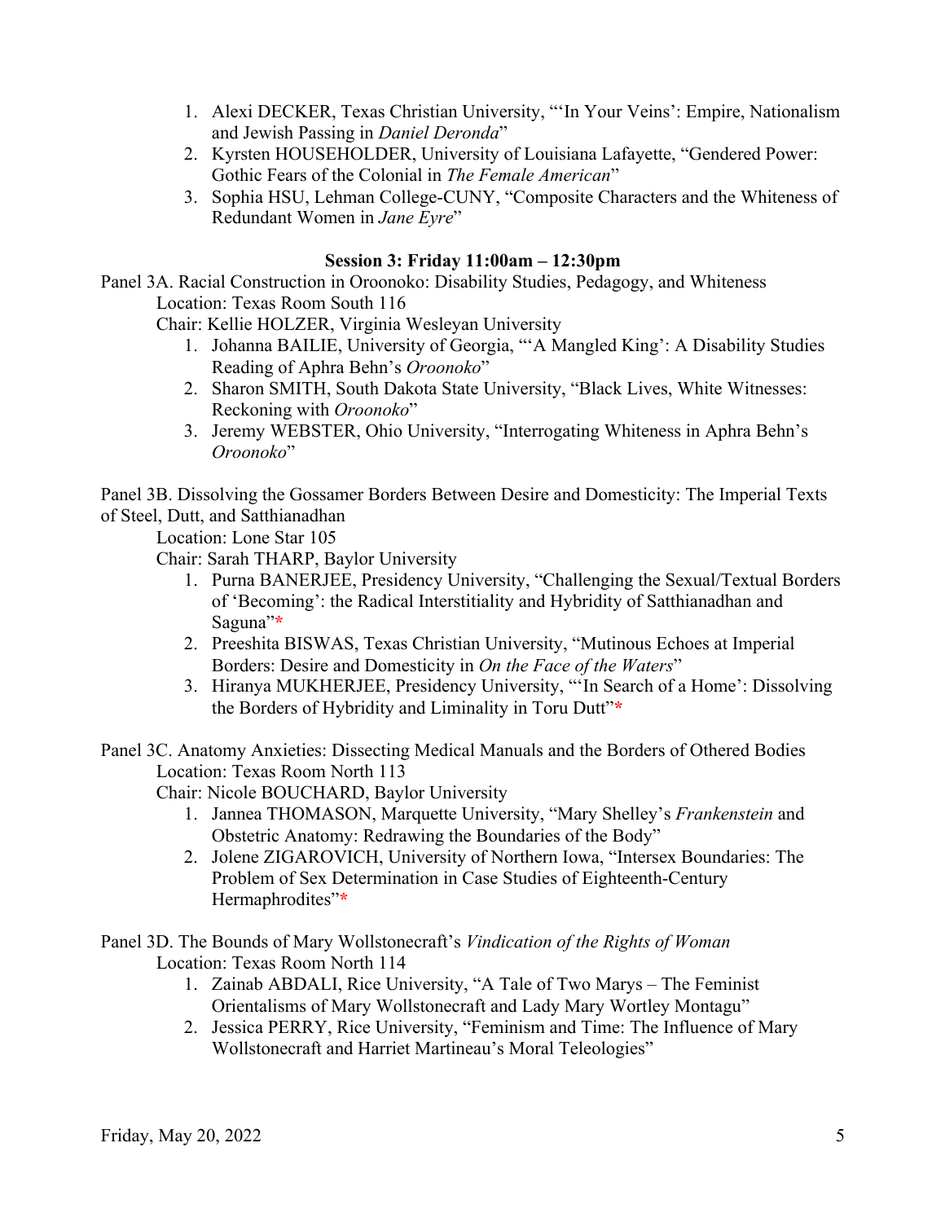1. Alexi DECKER, Texas Christian University, "'In Your Veins': Empire, Nationalism and Jewish Passing in *Daniel Deronda*"
2. Kyrsten HOUSEHOLDER, University of Louisiana Lafayette, "Gendered Power: Gothic Fears of the Colonial in *The Female American*"
3. Sophia HSU, Lehman College-CUNY, "Composite Characters and the Whiteness of Redundant Women in *Jane Eyre*"

**Session 3: Friday 11:00am – 12:30pm**

Panel 3A. Racial Construction in Oroonoko: Disability Studies, Pedagogy, and Whiteness
Location: Texas Room South 116
Chair: Kellie HOLZER, Virginia Wesleyan University

1. Johanna BAILIE, University of Georgia, "'A Mangled King': A Disability Studies Reading of Aphra Behn's *Oroonoko*"
2. Sharon SMITH, South Dakota State University, "Black Lives, White Witnesses: Reckoning with *Oroonoko*"
3. Jeremy WEBSTER, Ohio University, "Interrogating Whiteness in Aphra Behn's *Oroonoko*"

Panel 3B. Dissolving the Gossamer Borders Between Desire and Domesticity: The Imperial Texts of Steel, Dutt, and Satthianadhan
Location: Lone Star 105
Chair: Sarah THARP, Baylor University

1. Purna BANERJEE, Presidency University, "Challenging the Sexual/Textual Borders of 'Becoming': the Radical Interstitiality and Hybridity of Satthianadhan and Saguna"*
2. Preeshita BISWAS, Texas Christian University, "Mutinous Echoes at Imperial Borders: Desire and Domesticity in *On the Face of the Waters*"
3. Hiranya MUKHERJEE, Presidency University, "'In Search of a Home': Dissolving the Borders of Hybridity and Liminality in Toru Dutt"*

Panel 3C. Anatomy Anxieties: Dissecting Medical Manuals and the Borders of Othered Bodies
Location: Texas Room North 113
Chair: Nicole BOUCHARD, Baylor University

1. Jannea THOMASON, Marquette University, "Mary Shelley's *Frankenstein* and Obstetric Anatomy: Redrawing the Boundaries of the Body"
2. Jolene ZIGAROVICH, University of Northern Iowa, "Intersex Boundaries: The Problem of Sex Determination in Case Studies of Eighteenth-Century Hermaphrodites"*

Panel 3D. The Bounds of Mary Wollstonecraft's *Vindication of the Rights of Woman*
Location: Texas Room North 114

1. Zainab ABDALI, Rice University, "A Tale of Two Marys – The Feminist Orientalisms of Mary Wollstonecraft and Lady Mary Wortley Montagu"
2. Jessica PERRY, Rice University, "Feminism and Time: The Influence of Mary Wollstonecraft and Harriet Martineau's Moral Teleologies"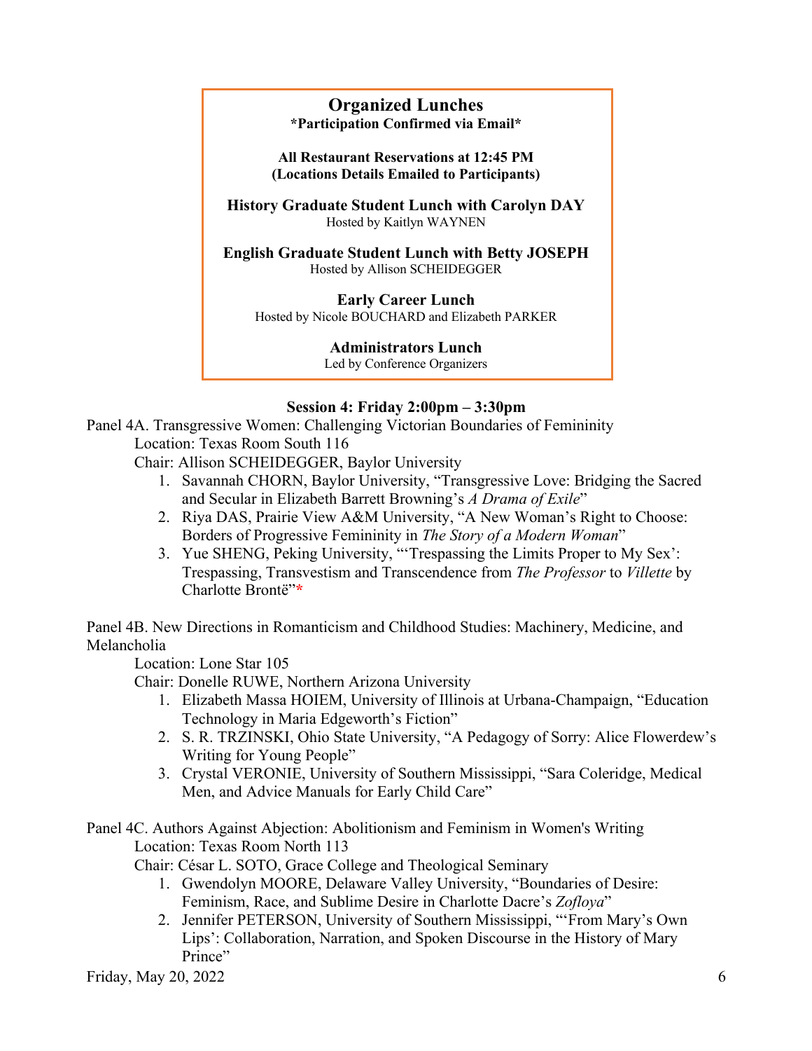## Organized Lunches

**\*Participation Confirmed via Email\***

**All Restaurant Reservations at 12:45 PM**
**(Locations Details Emailed to Participants)**

**History Graduate Student Lunch with Carolyn DAY**
Hosted by Kaitlyn WAYNEN

**English Graduate Student Lunch with Betty JOSEPH**
Hosted by Allison SCHEIDEGGER

**Early Career Lunch**
Hosted by Nicole BOUCHARD and Elizabeth PARKER

**Administrators Lunch**
Led by Conference Organizers

### Session 4: Friday 2:00pm – 3:30pm

Panel 4A. Transgressive Women: Challenging Victorian Boundaries of Femininity
Location: Texas Room South 116
Chair: Allison SCHEIDEGGER, Baylor University

1. Savannah CHORN, Baylor University, "Transgressive Love: Bridging the Sacred and Secular in Elizabeth Barrett Browning's *A Drama of Exile*"
2. Riya DAS, Prairie View A&M University, "A New Woman's Right to Choose: Borders of Progressive Femininity in *The Story of a Modern Woman*"
3. Yue SHENG, Peking University, "'Trespassing the Limits Proper to My Sex': Trespassing, Transvestism and Transcendence from *The Professor* to *Villette* by Charlotte Brontë"*

Panel 4B. New Directions in Romanticism and Childhood Studies: Machinery, Medicine, and Melancholia
Location: Lone Star 105
Chair: Donelle RUWE, Northern Arizona University

1. Elizabeth Massa HOIEM, University of Illinois at Urbana-Champaign, "Education Technology in Maria Edgeworth's Fiction"
2. S. R. TRZINSKI, Ohio State University, "A Pedagogy of Sorry: Alice Flowerdew's Writing for Young People"
3. Crystal VERONIE, University of Southern Mississippi, "Sara Coleridge, Medical Men, and Advice Manuals for Early Child Care"

Panel 4C. Authors Against Abjection: Abolitionism and Feminism in Women's Writing
Location: Texas Room North 113
Chair: César L. SOTO, Grace College and Theological Seminary

1. Gwendolyn MOORE, Delaware Valley University, "Boundaries of Desire: Feminism, Race, and Sublime Desire in Charlotte Dacre's *Zofloya*"
2. Jennifer PETERSON, University of Southern Mississippi, "'From Mary's Own Lips': Collaboration, Narration, and Spoken Discourse in the History of Mary Prince"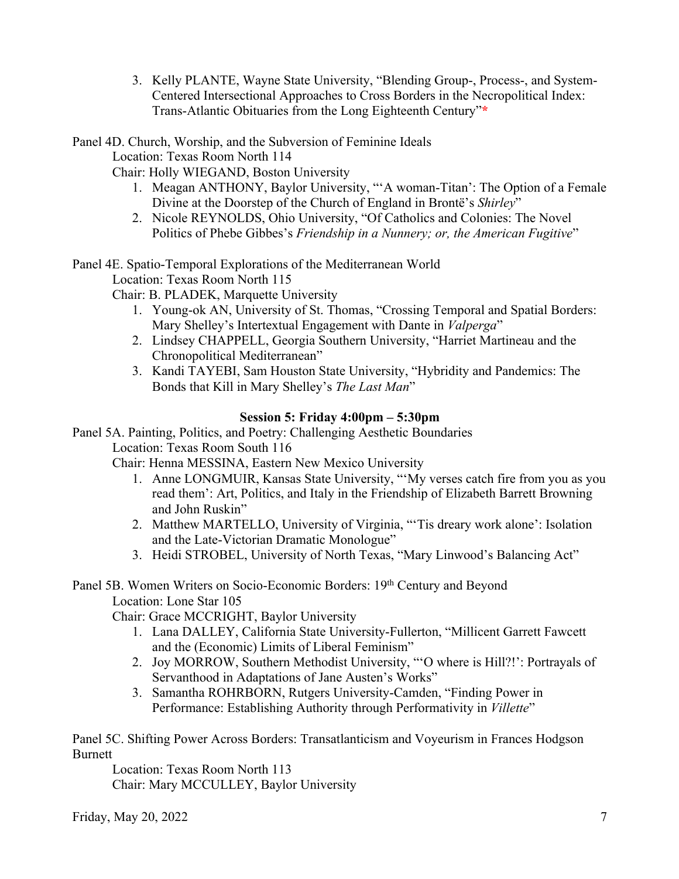3. Kelly PLANTE, Wayne State University, "Blending Group-, Process-, and System-Centered Intersectional Approaches to Cross Borders in the Necropolitical Index: Trans-Atlantic Obituaries from the Long Eighteenth Century"*

Panel 4D. Church, Worship, and the Subversion of Feminine Ideals

Location: Texas Room North 114

Chair: Holly WIEGAND, Boston University

1. Meagan ANTHONY, Baylor University, "'A woman-Titan': The Option of a Female Divine at the Doorstep of the Church of England in Brontë's *Shirley*"
2. Nicole REYNOLDS, Ohio University, "Of Catholics and Colonies: The Novel Politics of Phebe Gibbes's *Friendship in a Nunnery; or, the American Fugitive*"

Panel 4E. Spatio-Temporal Explorations of the Mediterranean World

Location: Texas Room North 115

Chair: B. PLADEK, Marquette University

1. Young-ok AN, University of St. Thomas, "Crossing Temporal and Spatial Borders: Mary Shelley's Intertextual Engagement with Dante in *Valperga*"
2. Lindsey CHAPPELL, Georgia Southern University, "Harriet Martineau and the Chronopolitical Mediterranean"
3. Kandi TAYEBI, Sam Houston State University, "Hybridity and Pandemics: The Bonds that Kill in Mary Shelley's *The Last Man*"

**Session 5: Friday 4:00pm – 5:30pm**

Panel 5A. Painting, Politics, and Poetry: Challenging Aesthetic Boundaries

Location: Texas Room South 116

Chair: Henna MESSINA, Eastern New Mexico University

1. Anne LONGMUIR, Kansas State University, "'My verses catch fire from you as you read them': Art, Politics, and Italy in the Friendship of Elizabeth Barrett Browning and John Ruskin"
2. Matthew MARTELLO, University of Virginia, "'Tis dreary work alone': Isolation and the Late-Victorian Dramatic Monologue"
3. Heidi STROBEL, University of North Texas, "Mary Linwood's Balancing Act"

Panel 5B. Women Writers on Socio-Economic Borders: 19th Century and Beyond

Location: Lone Star 105

Chair: Grace MCCRIGHT, Baylor University

1. Lana DALLEY, California State University-Fullerton, "Millicent Garrett Fawcett and the (Economic) Limits of Liberal Feminism"
2. Joy MORROW, Southern Methodist University, "'O where is Hill?!': Portrayals of Servanthood in Adaptations of Jane Austen's Works"
3. Samantha ROHRBORN, Rutgers University-Camden, "Finding Power in Performance: Establishing Authority through Performativity in *Villette*"

Panel 5C. Shifting Power Across Borders: Transatlanticism and Voyeurism in Frances Hodgson Burnett

Location: Texas Room North 113

Chair: Mary MCCULLEY, Baylor University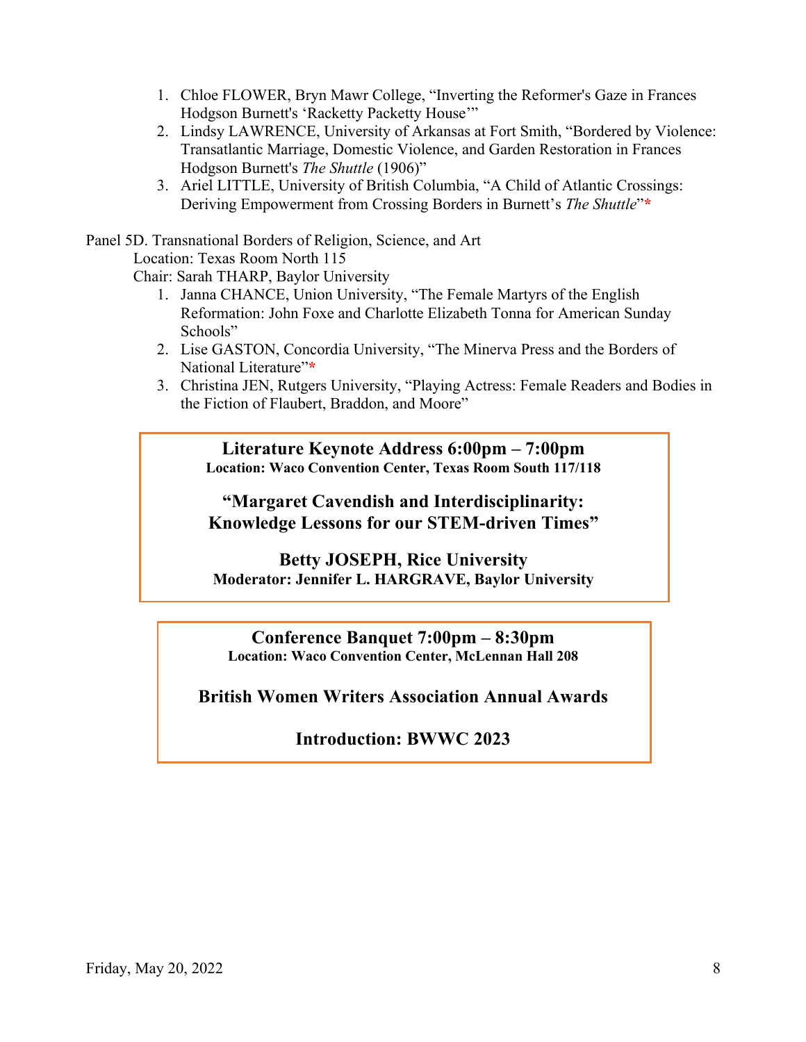1. Chloe FLOWER, Bryn Mawr College, "Inverting the Reformer's Gaze in Frances Hodgson Burnett's 'Racketty Packetty House'"
2. Lindsy LAWRENCE, University of Arkansas at Fort Smith, "Bordered by Violence: Transatlantic Marriage, Domestic Violence, and Garden Restoration in Frances Hodgson Burnett's *The Shuttle* (1906)"
3. Ariel LITTLE, University of British Columbia, "A Child of Atlantic Crossings: Deriving Empowerment from Crossing Borders in Burnett's *The Shuttle*"*

Panel 5D. Transnational Borders of Religion, Science, and Art

Location: Texas Room North 115

Chair: Sarah THARP, Baylor University

1. Janna CHANCE, Union University, "The Female Martyrs of the English Reformation: John Foxe and Charlotte Elizabeth Tonna for American Sunday Schools"
2. Lise GASTON, Concordia University, "The Minerva Press and the Borders of National Literature"*
3. Christina JEN, Rutgers University, "Playing Actress: Female Readers and Bodies in the Fiction of Flaubert, Braddon, and Moore"

**Literature Keynote Address 6:00pm – 7:00pm**

**Location: Waco Convention Center, Texas Room South 117/118**

**"Margaret Cavendish and Interdisciplinarity: Knowledge Lessons for our STEM-driven Times"**

**Betty JOSEPH, Rice University**

**Moderator: Jennifer L. HARGRAVE, Baylor University**

**Conference Banquet 7:00pm – 8:30pm**

**Location: Waco Convention Center, McLennan Hall 208**

**British Women Writers Association Annual Awards**

**Introduction: BWWC 2023**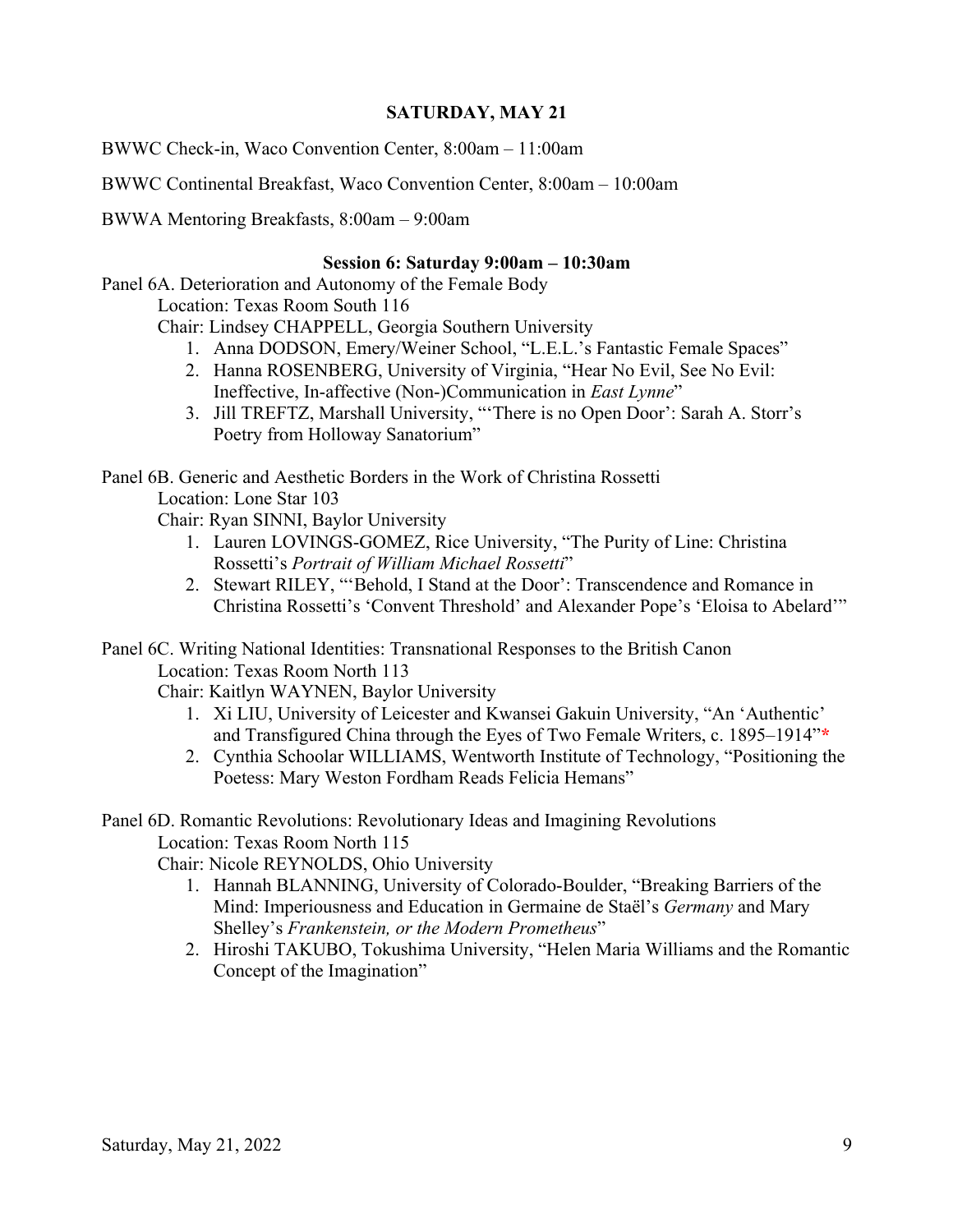## SATURDAY, MAY 21

BWWC Check-in, Waco Convention Center, 8:00am – 11:00am

BWWC Continental Breakfast, Waco Convention Center, 8:00am – 10:00am

BWWA Mentoring Breakfasts, 8:00am – 9:00am

### Session 6: Saturday 9:00am – 10:30am

Panel 6A. Deterioration and Autonomy of the Female Body
Location: Texas Room South 116
Chair: Lindsey CHAPPELL, Georgia Southern University

1. Anna DODSON, Emery/Weiner School, "L.E.L.'s Fantastic Female Spaces"
2. Hanna ROSENBERG, University of Virginia, "Hear No Evil, See No Evil: Ineffective, In-affective (Non-)Communication in *East Lynne*"
3. Jill TREFTZ, Marshall University, "'There is no Open Door': Sarah A. Storr's Poetry from Holloway Sanatorium"

Panel 6B. Generic and Aesthetic Borders in the Work of Christina Rossetti
Location: Lone Star 103
Chair: Ryan SINNI, Baylor University

1. Lauren LOVINGS-GOMEZ, Rice University, "The Purity of Line: Christina Rossetti's *Portrait of William Michael Rossetti*"
2. Stewart RILEY, "'Behold, I Stand at the Door': Transcendence and Romance in Christina Rossetti's 'Convent Threshold' and Alexander Pope's 'Eloisa to Abelard'"

Panel 6C. Writing National Identities: Transnational Responses to the British Canon
Location: Texas Room North 113
Chair: Kaitlyn WAYNEN, Baylor University

1. Xi LIU, University of Leicester and Kwansei Gakuin University, "An 'Authentic' and Transfigured China through the Eyes of Two Female Writers, c. 1895–1914"*
2. Cynthia Schoolar WILLIAMS, Wentworth Institute of Technology, "Positioning the Poetess: Mary Weston Fordham Reads Felicia Hemans"

Panel 6D. Romantic Revolutions: Revolutionary Ideas and Imagining Revolutions
Location: Texas Room North 115
Chair: Nicole REYNOLDS, Ohio University

1. Hannah BLANNING, University of Colorado-Boulder, "Breaking Barriers of the Mind: Imperiousness and Education in Germaine de Staël's *Germany* and Mary Shelley's *Frankenstein, or the Modern Prometheus*"
2. Hiroshi TAKUBO, Tokushima University, "Helen Maria Williams and the Romantic Concept of the Imagination"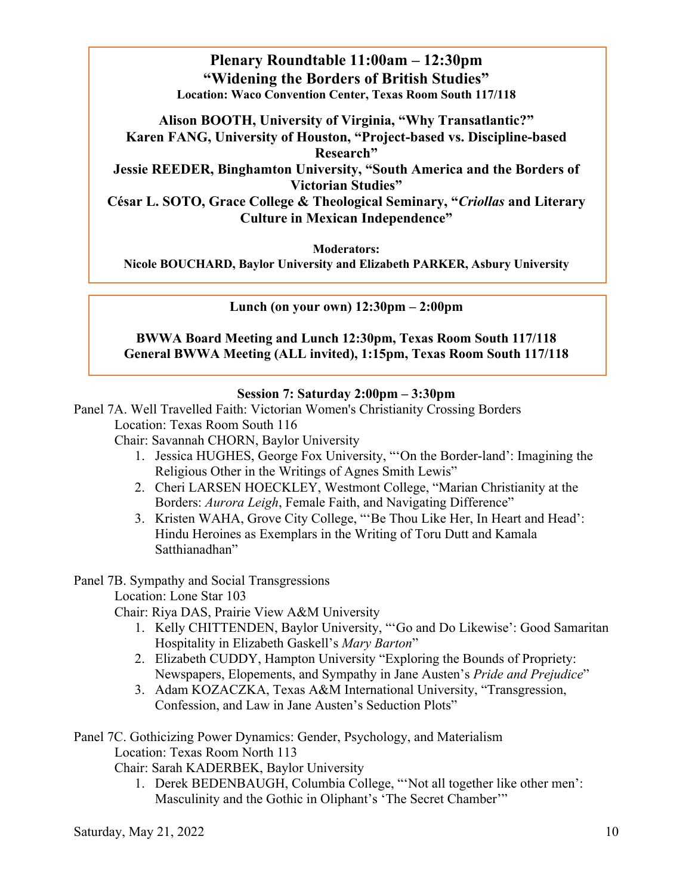**Plenary Roundtable 11:00am – 12:30pm**
**"Widening the Borders of British Studies"**
**Location: Waco Convention Center, Texas Room South 117/118**

**Alison BOOTH, University of Virginia, "Why Transatlantic?"**
**Karen FANG, University of Houston, "Project-based vs. Discipline-based Research"**
**Jessie REEDER, Binghamton University, "South America and the Borders of Victorian Studies"**
**César L. SOTO, Grace College & Theological Seminary, "*Criollas* and Literary Culture in Mexican Independence"**

**Moderators:**
**Nicole BOUCHARD, Baylor University and Elizabeth PARKER, Asbury University**

**Lunch (on your own) 12:30pm – 2:00pm**

**BWWA Board Meeting and Lunch 12:30pm, Texas Room South 117/118**
**General BWWA Meeting (ALL invited), 1:15pm, Texas Room South 117/118**

**Session 7: Saturday 2:00pm – 3:30pm**

Panel 7A. Well Travelled Faith: Victorian Women's Christianity Crossing Borders
Location: Texas Room South 116
Chair: Savannah CHORN, Baylor University

1. Jessica HUGHES, George Fox University, "'On the Border-land': Imagining the Religious Other in the Writings of Agnes Smith Lewis"
2. Cheri LARSEN HOECKLEY, Westmont College, "Marian Christianity at the Borders: *Aurora Leigh*, Female Faith, and Navigating Difference"
3. Kristen WAHA, Grove City College, "'Be Thou Like Her, In Heart and Head': Hindu Heroines as Exemplars in the Writing of Toru Dutt and Kamala Satthianadhan"

Panel 7B. Sympathy and Social Transgressions
Location: Lone Star 103
Chair: Riya DAS, Prairie View A&M University

1. Kelly CHITTENDEN, Baylor University, "'Go and Do Likewise': Good Samaritan Hospitality in Elizabeth Gaskell's *Mary Barton*"
2. Elizabeth CUDDY, Hampton University "Exploring the Bounds of Propriety: Newspapers, Elopements, and Sympathy in Jane Austen's *Pride and Prejudice*"
3. Adam KOZACZKA, Texas A&M International University, "Transgression, Confession, and Law in Jane Austen's Seduction Plots"

Panel 7C. Gothicizing Power Dynamics: Gender, Psychology, and Materialism
Location: Texas Room North 113
Chair: Sarah KADERBEK, Baylor University

1. Derek BEDENBAUGH, Columbia College, "'Not all together like other men': Masculinity and the Gothic in Oliphant's 'The Secret Chamber'"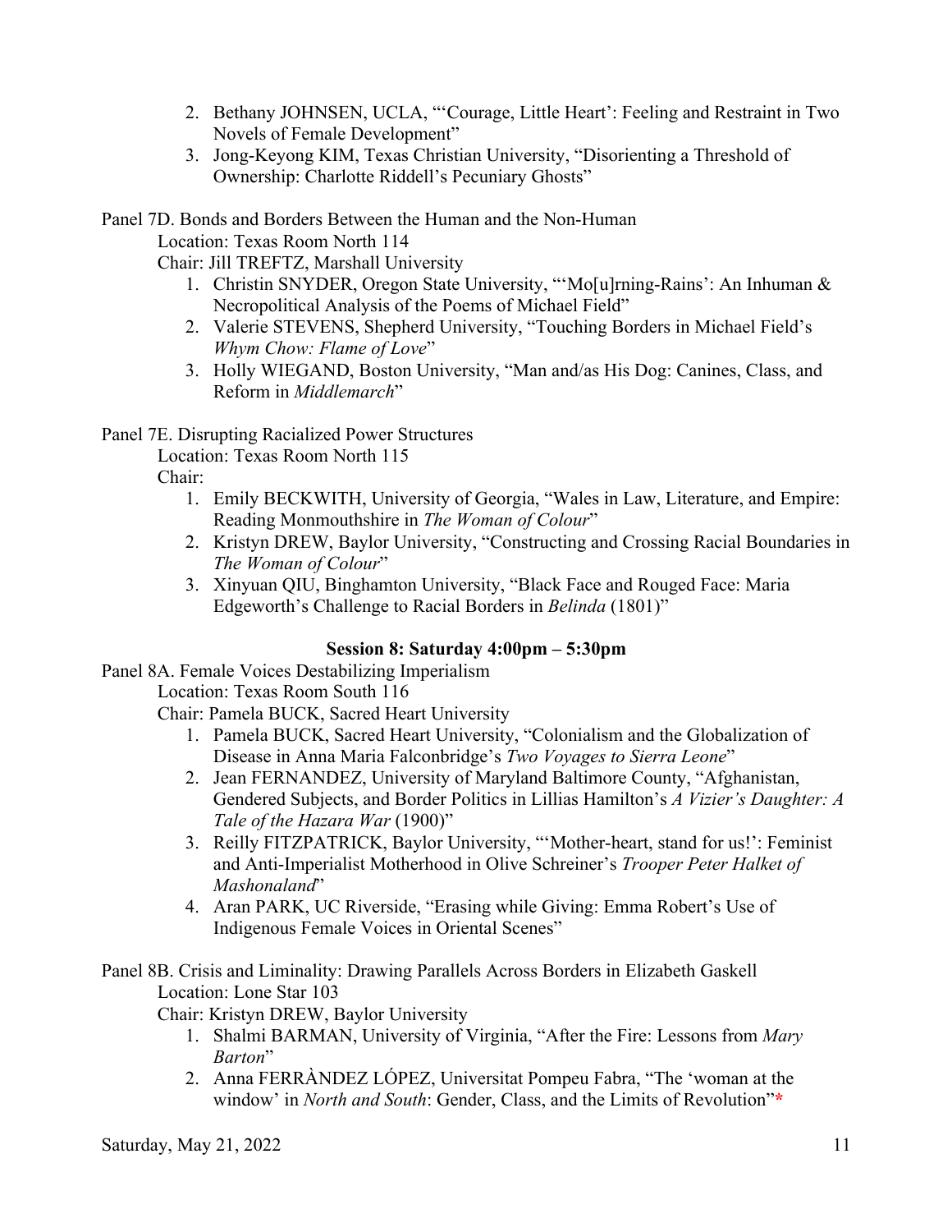2. Bethany JOHNSEN, UCLA, "'Courage, Little Heart': Feeling and Restraint in Two Novels of Female Development"
3. Jong-Keyong KIM, Texas Christian University, "Disorienting a Threshold of Ownership: Charlotte Riddell's Pecuniary Ghosts"

Panel 7D. Bonds and Borders Between the Human and the Non-Human

Location: Texas Room North 114

Chair: Jill TREFTZ, Marshall University

1. Christin SNYDER, Oregon State University, "'Mo[u]rning-Rains': An Inhuman & Necropolitical Analysis of the Poems of Michael Field"
2. Valerie STEVENS, Shepherd University, "Touching Borders in Michael Field's *Whym Chow: Flame of Love*"
3. Holly WIEGAND, Boston University, "Man and/as His Dog: Canines, Class, and Reform in *Middlemarch*"

Panel 7E. Disrupting Racialized Power Structures

Location: Texas Room North 115

Chair:

1. Emily BECKWITH, University of Georgia, "Wales in Law, Literature, and Empire: Reading Monmouthshire in *The Woman of Colour*"
2. Kristyn DREW, Baylor University, "Constructing and Crossing Racial Boundaries in *The Woman of Colour*"
3. Xinyuan QIU, Binghamton University, "Black Face and Rouged Face: Maria Edgeworth's Challenge to Racial Borders in *Belinda* (1801)"

**Session 8: Saturday 4:00pm – 5:30pm**

Panel 8A. Female Voices Destabilizing Imperialism

Location: Texas Room South 116

Chair: Pamela BUCK, Sacred Heart University

1. Pamela BUCK, Sacred Heart University, "Colonialism and the Globalization of Disease in Anna Maria Falconbridge's *Two Voyages to Sierra Leone*"
2. Jean FERNANDEZ, University of Maryland Baltimore County, "Afghanistan, Gendered Subjects, and Border Politics in Lillias Hamilton's *A Vizier's Daughter: A Tale of the Hazara War* (1900)"
3. Reilly FITZPATRICK, Baylor University, "'Mother-heart, stand for us!': Feminist and Anti-Imperialist Motherhood in Olive Schreiner's *Trooper Peter Halket of Mashonaland*"
4. Aran PARK, UC Riverside, "Erasing while Giving: Emma Robert's Use of Indigenous Female Voices in Oriental Scenes"

Panel 8B. Crisis and Liminality: Drawing Parallels Across Borders in Elizabeth Gaskell

Location: Lone Star 103

Chair: Kristyn DREW, Baylor University

1. Shalmi BARMAN, University of Virginia, "After the Fire: Lessons from *Mary Barton*"
2. Anna FERRÀNDEZ LÓPEZ, Universitat Pompeu Fabra, "The 'woman at the window' in *North and South*: Gender, Class, and the Limits of Revolution"*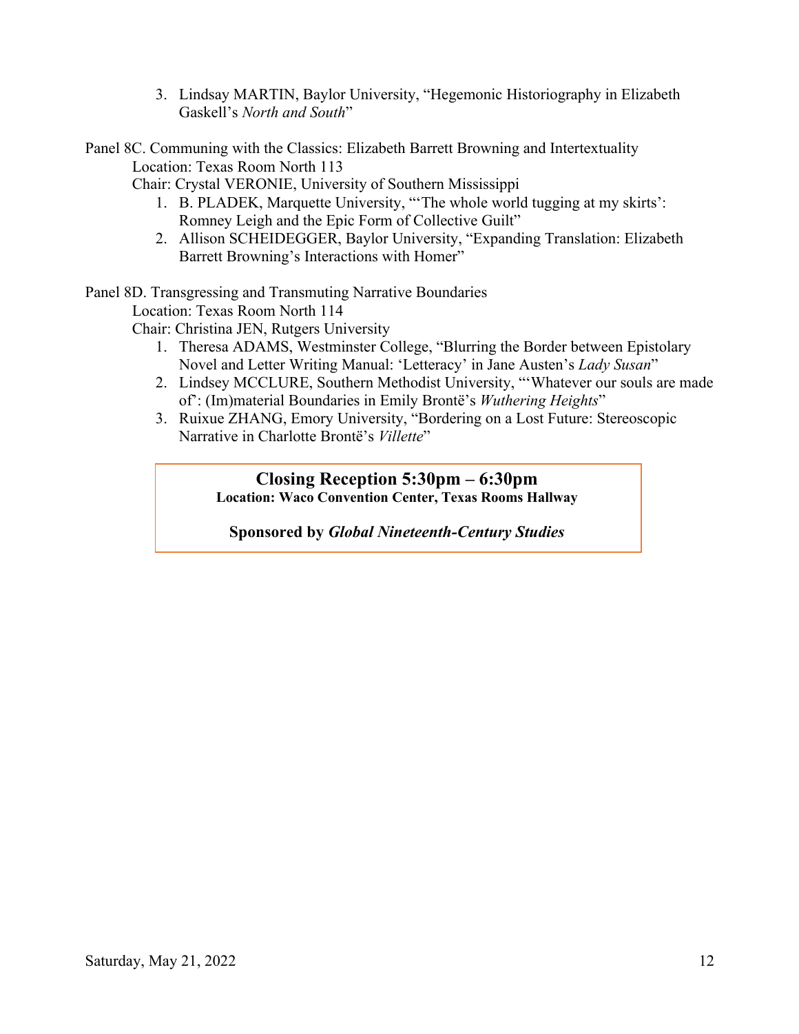3. Lindsay MARTIN, Baylor University, "Hegemonic Historiography in Elizabeth Gaskell's *North and South*"

Panel 8C. Communing with the Classics: Elizabeth Barrett Browning and Intertextuality
Location: Texas Room North 113
Chair: Crystal VERONIE, University of Southern Mississippi

1. B. PLADEK, Marquette University, "'The whole world tugging at my skirts': Romney Leigh and the Epic Form of Collective Guilt"
2. Allison SCHEIDEGGER, Baylor University, "Expanding Translation: Elizabeth Barrett Browning's Interactions with Homer"

Panel 8D. Transgressing and Transmuting Narrative Boundaries
Location: Texas Room North 114
Chair: Christina JEN, Rutgers University

1. Theresa ADAMS, Westminster College, "Blurring the Border between Epistolary Novel and Letter Writing Manual: 'Letteracy' in Jane Austen's *Lady Susan*"
2. Lindsey MCCLURE, Southern Methodist University, "'Whatever our souls are made of': (Im)material Boundaries in Emily Brontë's *Wuthering Heights*"
3. Ruixue ZHANG, Emory University, "Bordering on a Lost Future: Stereoscopic Narrative in Charlotte Brontë's *Villette*"

## Closing Reception 5:30pm – 6:30pm

**Location: Waco Convention Center, Texas Rooms Hallway**

**Sponsored by *Global Nineteenth-Century Studies***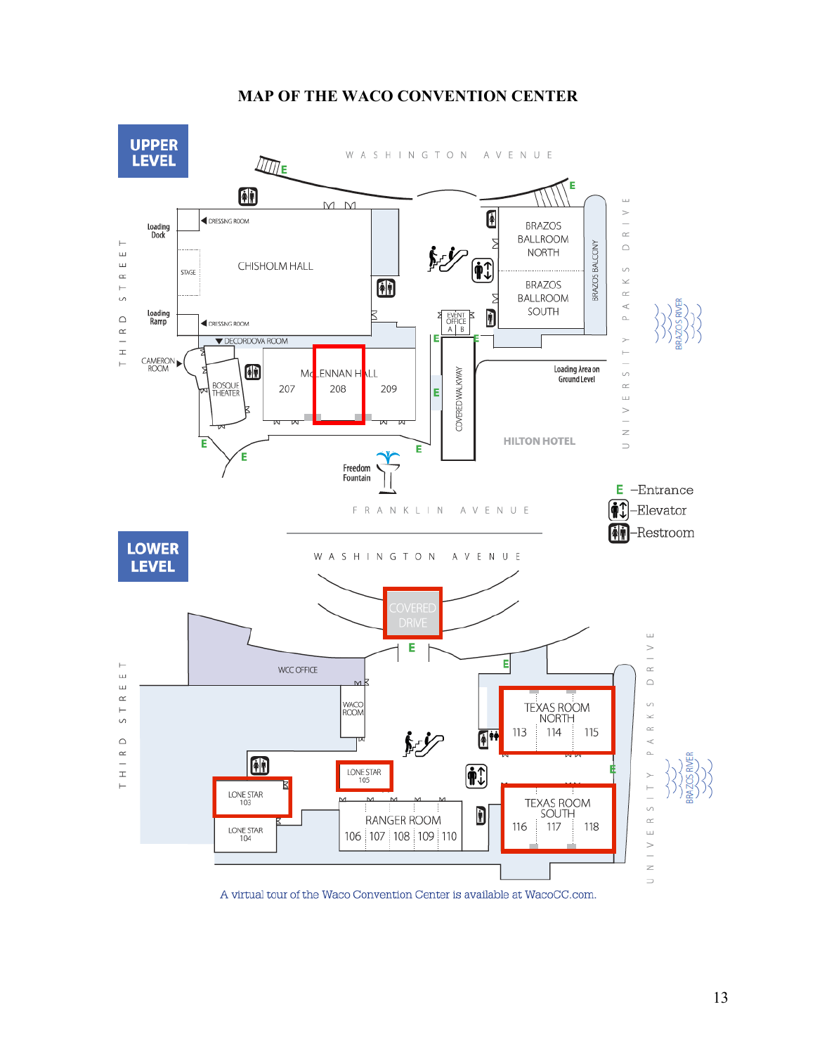# MAP OF THE WACO CONVENTION CENTER

**UPPER LEVEL**

WASHINGTON AVENUE

Loading Dock

DRESSING ROOM

STAGE

CHISHOLM HALL

Loading Ramp

DRESSING ROOM

DECORDOVA ROOM

CAMERON ROOM

BOSQUE THEATER

McLENNAN HALL

207 208 209

BRAZOS BALLROOM NORTH

BRAZOS BALLROOM SOUTH

BRAZOS BALCONY

EVENT OFFICE A B

COVERED WALKWAY

Loading Area on Ground Level

HILTON HOTEL

Freedom Fountain

FRANKLIN AVENUE

THIRD STREET

UNIVERSITY PARKS DRIVE

BRAZOS RIVER

E –Entrance

–Elevator

–Restroom

**LOWER LEVEL**

WASHINGTON AVENUE

COVERED DRIVE

WCC OFFICE

WACO ROOM

TEXAS ROOM NORTH

113 114 115

LONE STAR 105

LONE STAR 103

LONE STAR 104

RANGER ROOM

106 107 108 109 110

TEXAS ROOM SOUTH

116 117 118

THIRD STREET

UNIVERSITY PARKS DRIVE

BRAZOS RIVER

A virtual tour of the Waco Convention Center is available at WacoCC.com.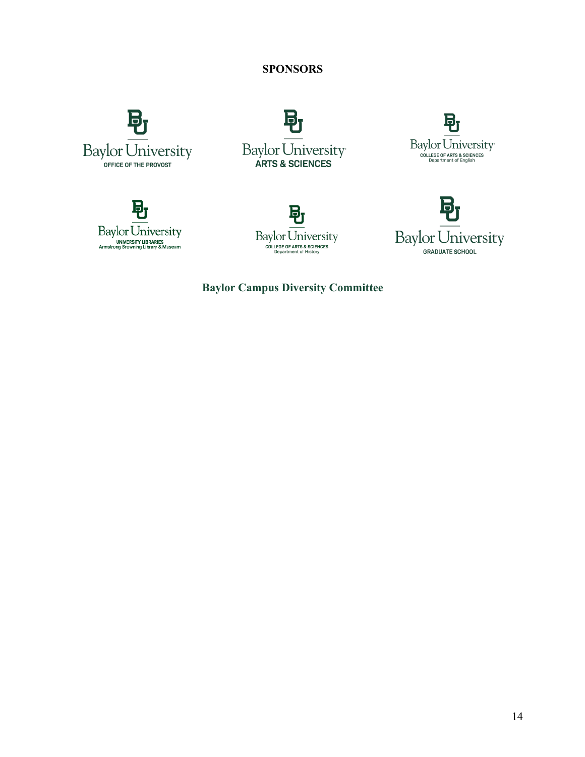## SPONSORS

Baylor University
OFFICE OF THE PROVOST

Baylor University
ARTS & SCIENCES

Baylor University
COLLEGE OF ARTS & SCIENCES
Department of English

Baylor University
UNIVERSITY LIBRARIES
Armstrong Browning Library & Museum

Baylor University
COLLEGE OF ARTS & SCIENCES
Department of History

Baylor University
GRADUATE SCHOOL

**Baylor Campus Diversity Committee**